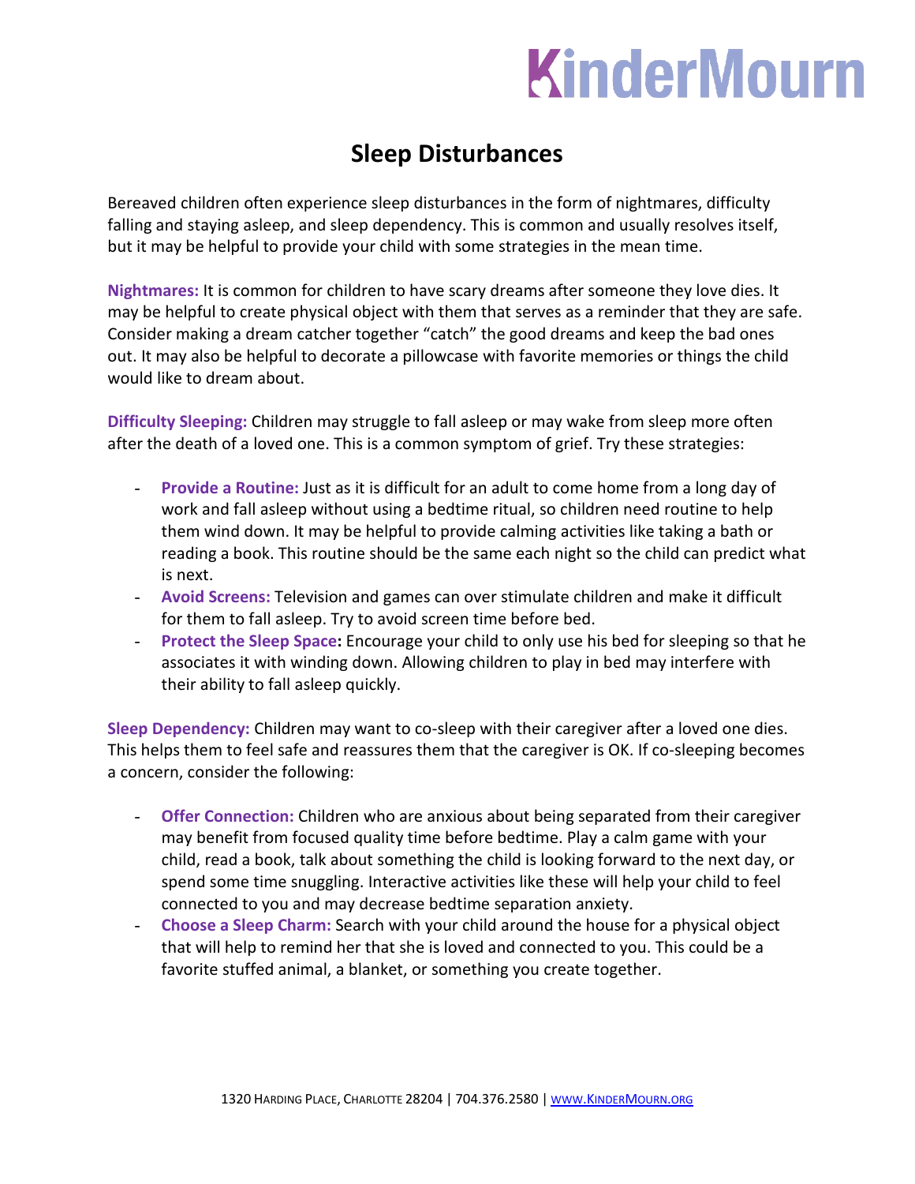# KinderMourn

## Sleep Disturbances

Bereaved children often experience sleep disturbances in the form of nightmares, difficulty falling and staying asleep, and sleep dependency. This is common and usually resolves itself, but it may be helpful to provide your child with some strategies in the mean time.

**Nightmares:** It is common for children to have scary dreams after someone they love dies. It may be helpful to create physical object with them that serves as a reminder that they are safe. Consider making a dream catcher together "catch" the good dreams and keep the bad ones out. It may also be helpful to decorate a pillowcase with favorite memories or things the child would like to dream about.

**Difficulty Sleeping:** Children may struggle to fall asleep or may wake from sleep more often after the death of a loved one. This is a common symptom of grief. Try these strategies:

- **Provide a Routine:** Just as it is difficult for an adult to come home from a long day of work and fall asleep without using a bedtime ritual, so children need routine to help them wind down. It may be helpful to provide calming activities like taking a bath or reading a book. This routine should be the same each night so the child can predict what is next.
- **Avoid Screens:** Television and games can over stimulate children and make it difficult for them to fall asleep. Try to avoid screen time before bed.
- **Protect the Sleep Space:** Encourage your child to only use his bed for sleeping so that he associates it with winding down. Allowing children to play in bed may interfere with their ability to fall asleep quickly.

**Sleep Dependency:** Children may want to co-sleep with their caregiver after a loved one dies. This helps them to feel safe and reassures them that the caregiver is OK. If co-sleeping becomes a concern, consider the following:

- **Offer Connection:** Children who are anxious about being separated from their caregiver may benefit from focused quality time before bedtime. Play a calm game with your child, read a book, talk about something the child is looking forward to the next day, or spend some time snuggling. Interactive activities like these will help your child to feel connected to you and may decrease bedtime separation anxiety.
- **Choose a Sleep Charm:** Search with your child around the house for a physical object that will help to remind her that she is loved and connected to you. This could be a favorite stuffed animal, a blanket, or something you create together.

1320 Harding Place, Charlotte 28204 | 704.376.2580 | www.KinderMourn.org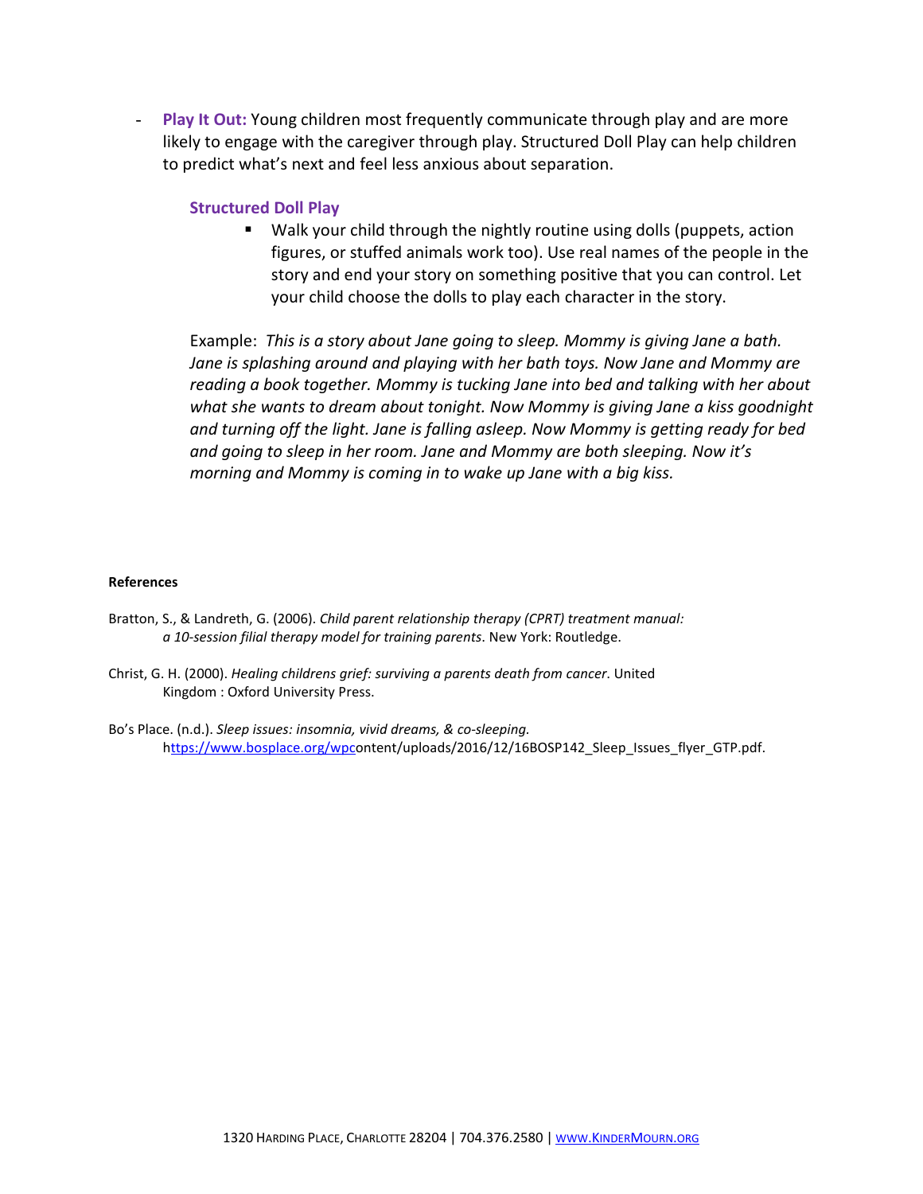- **Play It Out:** Young children most frequently communicate through play and are more likely to engage with the caregiver through play. Structured Doll Play can help children to predict what's next and feel less anxious about separation.

  **Structured Doll Play**

  - Walk your child through the nightly routine using dolls (puppets, action figures, or stuffed animals work too). Use real names of the people in the story and end your story on something positive that you can control. Let your child choose the dolls to play each character in the story.

  Example: *This is a story about Jane going to sleep. Mommy is giving Jane a bath. Jane is splashing around and playing with her bath toys. Now Jane and Mommy are reading a book together. Mommy is tucking Jane into bed and talking with her about what she wants to dream about tonight. Now Mommy is giving Jane a kiss goodnight and turning off the light. Jane is falling asleep. Now Mommy is getting ready for bed and going to sleep in her room. Jane and Mommy are both sleeping. Now it's morning and Mommy is coming in to wake up Jane with a big kiss.*

**References**

Bratton, S., & Landreth, G. (2006). *Child parent relationship therapy (CPRT) treatment manual: a 10-session filial therapy model for training parents*. New York: Routledge.

Christ, G. H. (2000). *Healing childrens grief: surviving a parents death from cancer*. United Kingdom : Oxford University Press.

Bo's Place. (n.d.). *Sleep issues: insomnia, vivid dreams, & co-sleeping.* https://www.bosplace.org/wpcontent/uploads/2016/12/16BOSP142_Sleep_Issues_flyer_GTP.pdf.